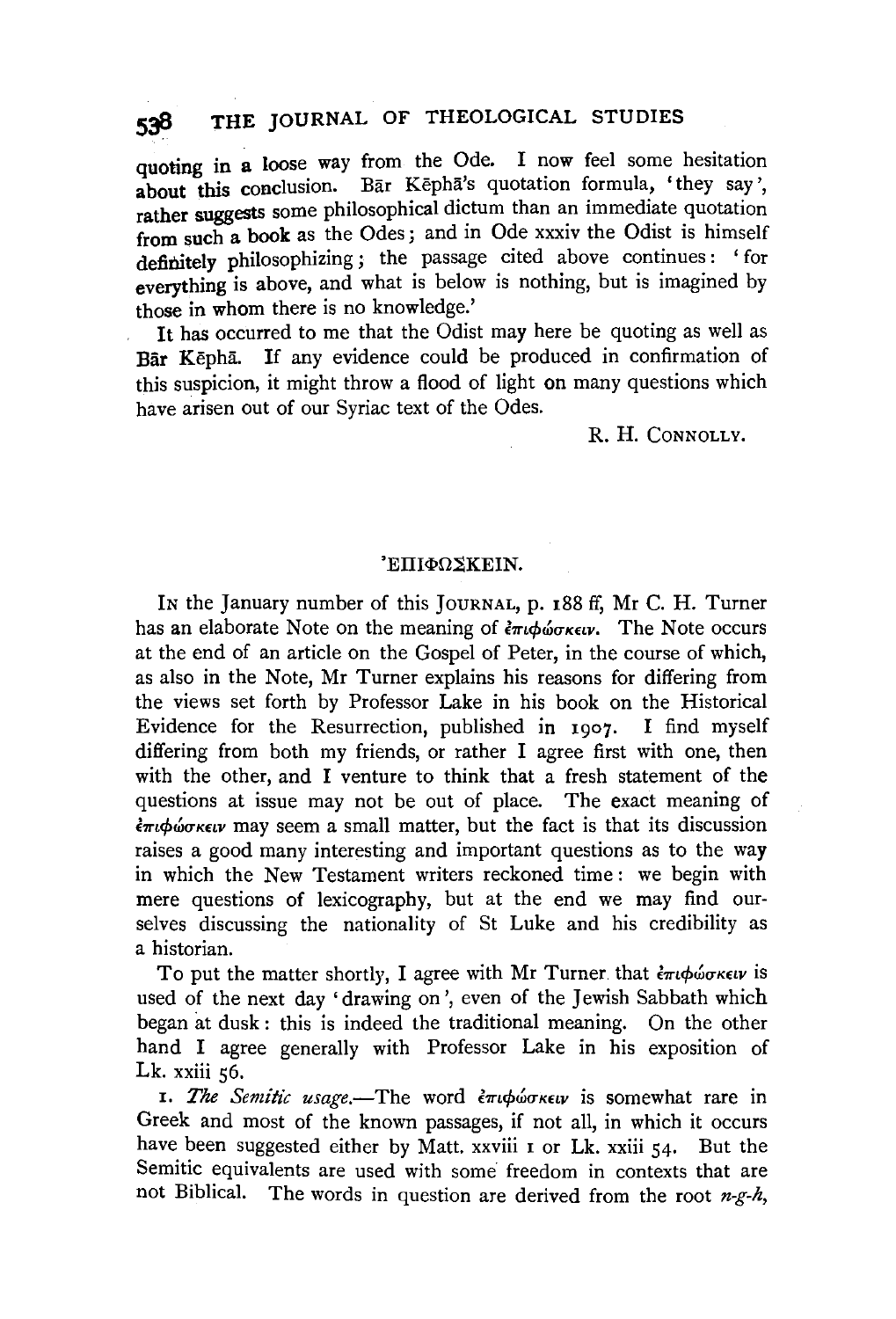quoting in a loose way from the Ode. I now feel some hesitation about this conclusion. Bār Kēphā's quotation formula, 'they say', rather suggests some philosophical dictum than an immediate quotation from such a book as the Odes; and in Ode xxxiv the Odist is himself definitely philosophizing; the passage cited above continues: 'for everything is above, and what is below is nothing, but is imagined by those in whom there is no knowledge.'

It has occurred to me that the Odist may here be quoting as well as Bār Kēphā. If any evidence could be produced in confirmation of this suspicion, it might throw a flood of light on many questions which have arisen out of our Syriac text of the Odes.

R. H. CONNOLLY.

## 'ΕΠΙΦΩΣΚΕΙΝ.

IN the January number of this JOURNAL, p. 188 ff, Mr C. H. Turner has an elaborate Note on the meaning of ἐπιφώσκειν. The Note occurs at the end of an article on the Gospel of Peter, in the course of which, as also in the Note, Mr Turner explains his reasons for differing from the views set forth by Professor Lake in his book on the Historical Evidence for the Resurrection, published in 1907. I find myself differing from both my friends, or rather I agree first with one, then with the other, and I venture to think that a fresh statement of the questions at issue may not be out of place. The exact meaning of ἐπιφώσκειν may seem a small matter, but the fact is that its discussion raises a good many interesting and important questions as to the way in which the New Testament writers reckoned time: we begin with mere questions of lexicography, but at the end we may find ourselves discussing the nationality of St Luke and his credibility as a historian.

To put the matter shortly, I agree with Mr Turner that ἐπιφώσκειν is used of the next day 'drawing on', even of the Jewish Sabbath which began at dusk: this is indeed the traditional meaning. On the other hand I agree generally with Professor Lake in his exposition of Lk. xxiii 56.

1. *The Semitic usage.*—The word ἐπιφώσκειν is somewhat rare in Greek and most of the known passages, if not all, in which it occurs have been suggested either by Matt. xxviii 1 or Lk. xxiii 54. But the Semitic equivalents are used with some freedom in contexts that are not Biblical. The words in question are derived from the root *n-g-h*,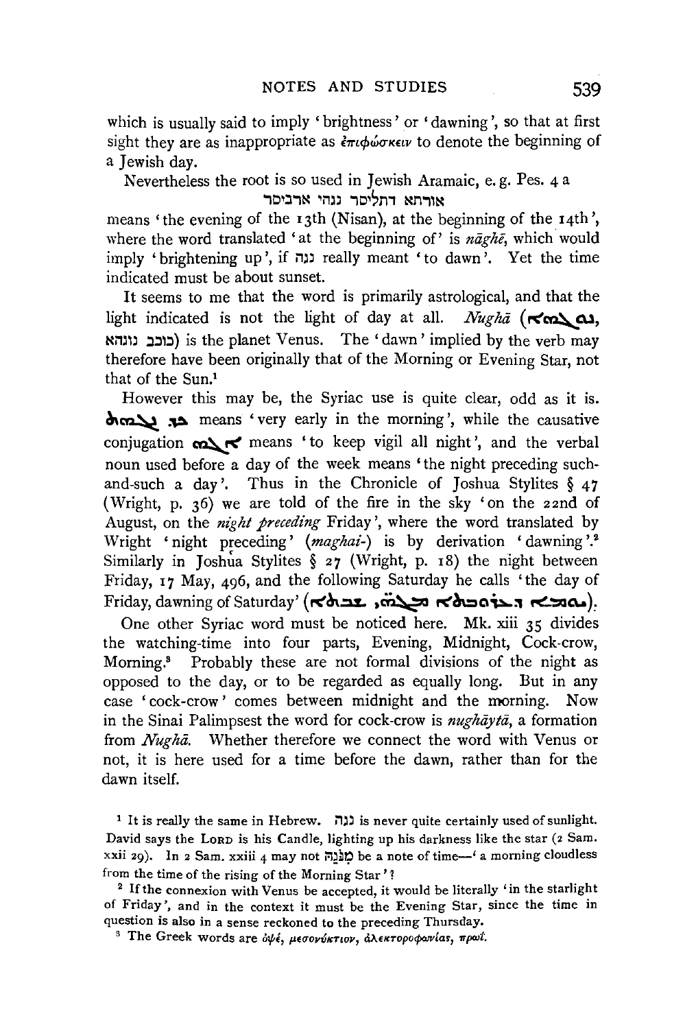which is usually said to imply 'brightness' or 'dawning', so that at first sight they are as inappropriate as ἐπιφώσκειν to denote the beginning of a Jewish day.

Nevertheless the root is so used in Jewish Aramaic, e. g. Pes. 4 a

אורתא דתליסר נגהי ארביסר

means 'the evening of the 13th (Nisan), at the beginning of the 14th', where the word translated 'at the beginning of' is *nāghē*, which would imply 'brightening up', if נגה really meant 'to dawn'. Yet the time indicated must be about sunset.

It seems to me that the word is primarily astrological, and that the light indicated is not the light of day at all. *Nughā* (ܢܘܓܗܐ, כוכב נוגהא) is the planet Venus. The 'dawn' implied by the verb may therefore have been originally that of the Morning or Evening Star, not that of the Sun.[1]

However this may be, the Syriac use is quite clear, odd as it is. ܟܕ ܢܓܗܬ means 'very early in the morning', while the causative conjugation ܐܢܓܗ means 'to keep vigil all night', and the verbal noun used before a day of the week means 'the night preceding such-and-such a day'. Thus in the Chronicle of Joshua Stylites § 47 (Wright, p. 36) we are told of the fire in the sky 'on the 22nd of August, on the *night preceding* Friday', where the word translated by Wright 'night preceding' (*maghai-*) is by derivation 'dawning'.[2] Similarly in Joshua Stylites § 27 (Wright, p. 18) the night between Friday, 17 May, 496, and the following Saturday he calls 'the day of Friday, dawning of Saturday' (ܝܘܡܐ ܕܥܪܘܒܬܐ, ܡܓܗܝ ܫܒܬܐ).

One other Syriac word must be noticed here. Mk. xiii 35 divides the watching-time into four parts, Evening, Midnight, Cock-crow, Morning.[3] Probably these are not formal divisions of the night as opposed to the day, or to be regarded as equally long. But in any case 'cock-crow' comes between midnight and the morning. Now in the Sinai Palimpsest the word for cock-crow is *nughāytā*, a formation from *Nughā*. Whether therefore we connect the word with Venus or not, it is here used for a time before the dawn, rather than for the dawn itself.

---

[1] It is really the same in Hebrew. נגה is never quite certainly used of sunlight. David says the LORD is his Candle, lighting up his darkness like the star (2 Sam. xxii 29). In 2 Sam. xxiii 4 may not מִנֹּגַהּ be a note of time—'a morning cloudless from the time of the rising of the Morning Star'?

[2] If the connexion with Venus be accepted, it would be literally 'in the starlight of Friday', and in the context it must be the Evening Star, since the time in question is also in a sense reckoned to the preceding Thursday.

[3] The Greek words are ὀψέ, μεσονύκτιον, ἀλεκτοροφωνίας, πρωΐ.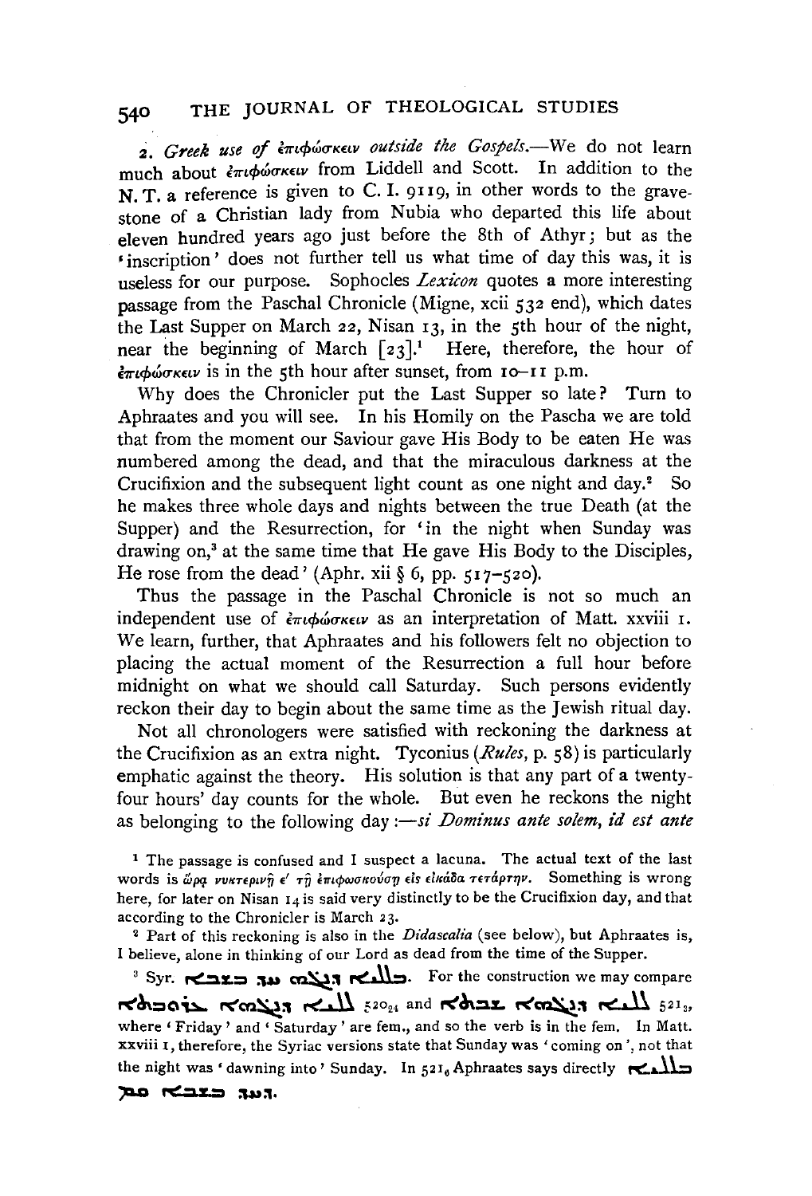2. *Greek use of ἐπιφώσκειν outside the Gospels.*—We do not learn much about ἐπιφώσκειν from Liddell and Scott. In addition to the N. T. a reference is given to C. I. 9119, in other words to the gravestone of a Christian lady from Nubia who departed this life about eleven hundred years ago just before the 8th of Athyr; but as the 'inscription' does not further tell us what time of day this was, it is useless for our purpose. Sophocles *Lexicon* quotes a more interesting passage from the Paschal Chronicle (Migne, xcii 532 end), which dates the Last Supper on March 22, Nisan 13, in the 5th hour of the night, near the beginning of March [23].[1] Here, therefore, the hour of ἐπιφώσκειν is in the 5th hour after sunset, from 10–11 p.m.

Why does the Chronicler put the Last Supper so late? Turn to Aphraates and you will see. In his Homily on the Pascha we are told that from the moment our Saviour gave His Body to be eaten He was numbered among the dead, and that the miraculous darkness at the Crucifixion and the subsequent light count as one night and day.[2] So he makes three whole days and nights between the true Death (at the Supper) and the Resurrection, for 'in the night when Sunday was drawing on,[3] at the same time that He gave His Body to the Disciples, He rose from the dead' (Aphr. xii § 6, pp. 517–520).

Thus the passage in the Paschal Chronicle is not so much an independent use of ἐπιφώσκειν as an interpretation of Matt. xxviii 1. We learn, further, that Aphraates and his followers felt no objection to placing the actual moment of the Resurrection a full hour before midnight on what we should call Saturday. Such persons evidently reckon their day to begin about the same time as the Jewish ritual day.

Not all chronologers were satisfied with reckoning the darkness at the Crucifixion as an extra night. Tyconius (*Rules*, p. 58) is particularly emphatic against the theory. His solution is that any part of a twenty-four hours' day counts for the whole. But even he reckons the night as belonging to the following day:—*si Dominus ante solem, id est ante*

[1] The passage is confused and I suspect a lacuna. The actual text of the last words is ὥρᾳ νυκτερινῇ ε′ τῇ ἐπιφωσκούσῃ εἰς εἰκάδα τετάρτην. Something is wrong here, for later on Nisan 14 is said very distinctly to be the Crucifixion day, and that according to the Chronicler is March 23.

[2] Part of this reckoning is also in the *Didascalia* (see below), but Aphraates is, I believe, alone in thinking of our Lord as dead from the time of the Supper.

[3] Syr. ܒܠܠܝܐ ܕܢܓܗ ܚܕ ܒܫܒܐ. For the construction we may compare ܠܠܝܐ ܕܢܓܗܗ ܥܪܘܒܬܐ 520₂₄ and ܠܠܝܐ ܕܢܓܗܗ ܫܒܬܐ 521₃, where 'Friday' and 'Saturday' are fem., and so the verb is in the fem. In Matt. xxviii 1, therefore, the Syriac versions state that Sunday was 'coming on', not that the night was 'dawning into' Sunday. In 521₆ Aphraates says directly ܒܠܠܝܐ ܕܢܓܗ ܚܕ ܒܫܒܐ ܩܡ.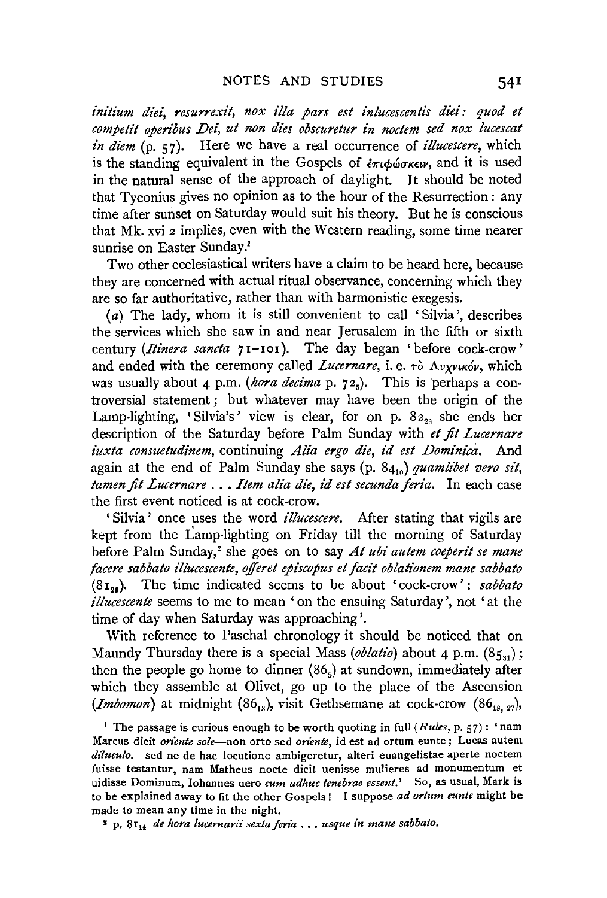*initium diei, resurrexit, nox illa pars est inlucescentis diei: quod et competit operibus Dei, ut non dies obscuretur in noctem sed nox lucescat in diem* (p. 57). Here we have a real occurrence of *illucescere*, which is the standing equivalent in the Gospels of ἐπιφώσκειν, and it is used in the natural sense of the approach of daylight. It should be noted that Tyconius gives no opinion as to the hour of the Resurrection: any time after sunset on Saturday would suit his theory. But he is conscious that Mk. xvi 2 implies, even with the Western reading, some time nearer sunrise on Easter Sunday.[1]

Two other ecclesiastical writers have a claim to be heard here, because they are concerned with actual ritual observance, concerning which they are so far authoritative, rather than with harmonistic exegesis.

(*a*) The lady, whom it is still convenient to call 'Silvia', describes the services which she saw in and near Jerusalem in the fifth or sixth century (*Itinera sancta* 71–101). The day began 'before cock-crow' and ended with the ceremony called *Lucernare*, i. e. τὸ Λυχνικόν, which was usually about 4 p.m. (*hora decima* p. $72_5$). This is perhaps a controversial statement; but whatever may have been the origin of the Lamp-lighting, 'Silvia's' view is clear, for on p. $82_{26}$ she ends her description of the Saturday before Palm Sunday with *et fit Lucernare iuxta consuetudinem*, continuing *Alia ergo die, id est Dominica*. And again at the end of Palm Sunday she says (p. $84_{10}$) *quamlibet vero sit, tamen fit Lucernare . . . Item alia die, id est secunda feria*. In each case the first event noticed is at cock-crow.

'Silvia' once uses the word *illucescere*. After stating that vigils are kept from the Lamp-lighting on Friday till the morning of Saturday before Palm Sunday,[2] she goes on to say *At ubi autem coeperit se mane facere sabbato illucescente, offeret episcopus et facit oblationem mane sabbato* ($81_{28}$). The time indicated seems to be about 'cock-crow': *sabbato illucescente* seems to me to mean 'on the ensuing Saturday', not 'at the time of day when Saturday was approaching'.

With reference to Paschal chronology it should be noticed that on Maundy Thursday there is a special Mass (*oblatio*) about 4 p.m. ($85_{31}$); then the people go home to dinner ($86_5$) at sundown, immediately after which they assemble at Olivet, go up to the place of the Ascension (*Imbomon*) at midnight ($86_{13}$), visit Gethsemane at cock-crow ($86_{18,\ 27}$),

[1] The passage is curious enough to be worth quoting in full (*Rules*, p. 57): 'nam Marcus dicit *oriente sole*—non orto sed *oriente*, id est ad ortum eunte; Lucas autem *diluculo*. sed ne de hac locutione ambigeretur, alteri euangelistae aperte noctem fuisse testantur, nam Matheus nocte dicit uenisse mulieres ad monumentum et uidisse Dominum, Iohannes uero *cum adhuc tenebrae essent*.' So, as usual, Mark is to be explained away to fit the other Gospels! I suppose *ad ortum eunte* might be made to mean any time in the night.

[2] p. $81_{14}$ *de hora lucernarii sexta feria . . . usque in mane sabbato.*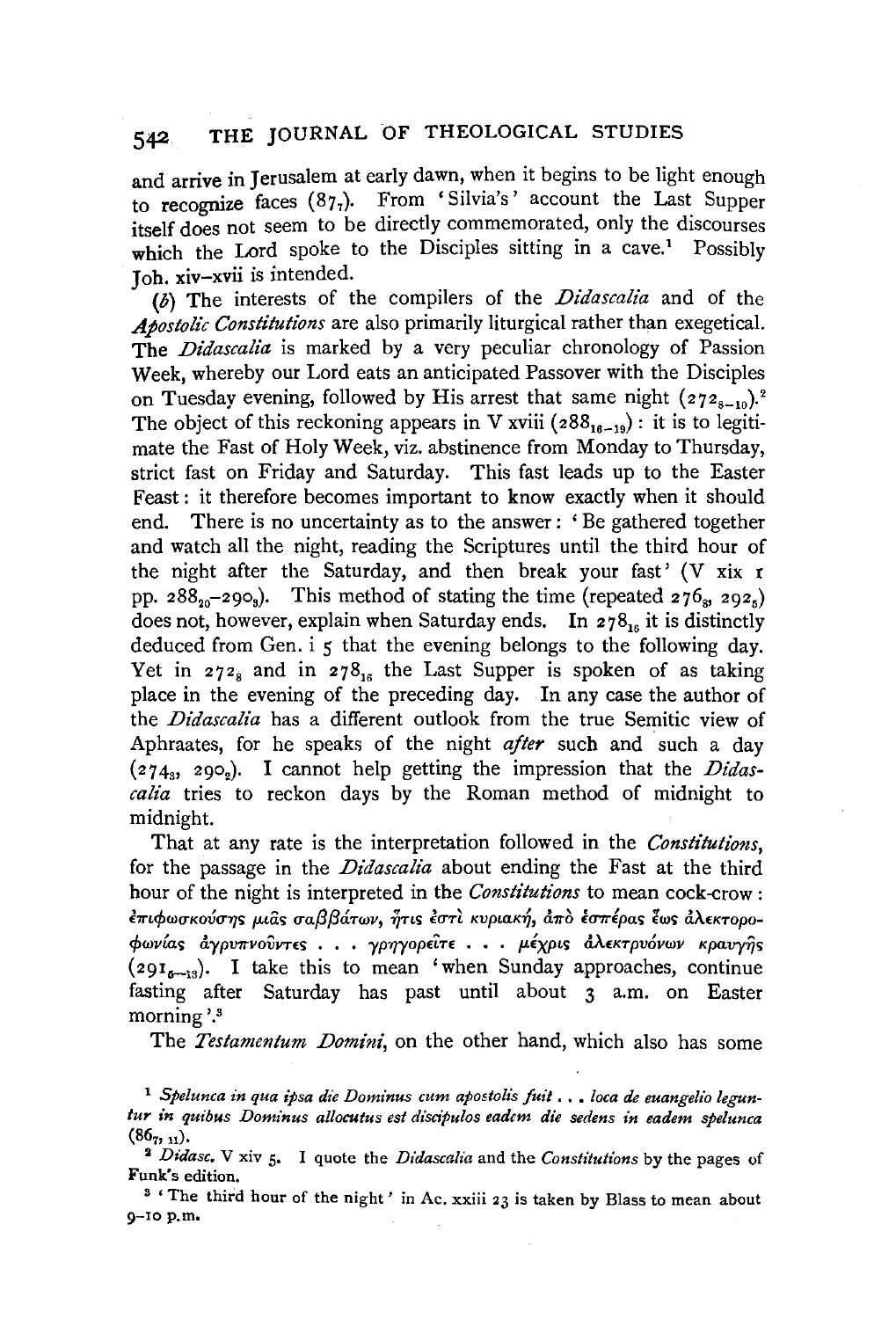and arrive in Jerusalem at early dawn, when it begins to be light enough to recognize faces ($87_7$). From 'Silvia's' account the Last Supper itself does not seem to be directly commemorated, only the discourses which the Lord spoke to the Disciples sitting in a cave.[1] Possibly Joh. xiv–xvii is intended.

(*b*) The interests of the compilers of the *Didascalia* and of the *Apostolic Constitutions* are also primarily liturgical rather than exegetical. The *Didascalia* is marked by a very peculiar chronology of Passion Week, whereby our Lord eats an anticipated Passover with the Disciples on Tuesday evening, followed by His arrest that same night ($272_{8-10}$).[2] The object of this reckoning appears in V xviii ($288_{16-19}$): it is to legitimate the Fast of Holy Week, viz. abstinence from Monday to Thursday, strict fast on Friday and Saturday. This fast leads up to the Easter Feast: it therefore becomes important to know exactly when it should end. There is no uncertainty as to the answer: 'Be gathered together and watch all the night, reading the Scriptures until the third hour of the night after the Saturday, and then break your fast' (V xix 1 pp. $288_{20}$–$290_3$). This method of stating the time (repeated $276_8$, $292_5$) does not, however, explain when Saturday ends. In $278_{16}$ it is distinctly deduced from Gen. i 5 that the evening belongs to the following day. Yet in $272_8$ and in $278_{18}$ the Last Supper is spoken of as taking place in the evening of the preceding day. In any case the author of the *Didascalia* has a different outlook from the true Semitic view of Aphraates, for he speaks of the night *after* such and such a day ($274_3$, $290_2$). I cannot help getting the impression that the *Didascalia* tries to reckon days by the Roman method of midnight to midnight.

That at any rate is the interpretation followed in the *Constitutions*, for the passage in the *Didascalia* about ending the Fast at the third hour of the night is interpreted in the *Constitutions* to mean cock-crow: ἐπιφωσκούσης μιᾶς σαββάτων, ἥτις ἐστὶ κυριακή, ἀπὸ ἑσπέρας ἕως ἀλεκτοροφωνίας ἀγρυπνοῦντες . . . γρηγορεῖτε . . . μέχρις ἀλεκτρυόνων κραυγῆς ($291_{6-13}$). I take this to mean 'when Sunday approaches, continue fasting after Saturday has past until about 3 a.m. on Easter morning'.[3]

The *Testamentum Domini*, on the other hand, which also has some

[1] *Spelunca in qua ipsa die Dominus cum apostolis fuit . . . loca de euangelio leguntur in quibus Dominus allocutus est discipulos eadem die sedens in eadem spelunca* ($86_{7, 11}$).

[2] *Didasc.* V xiv 5. I quote the *Didascalia* and the *Constitutions* by the pages of Funk's edition.

[3] 'The third hour of the night' in Ac. xxiii 23 is taken by Blass to mean about 9–10 p.m.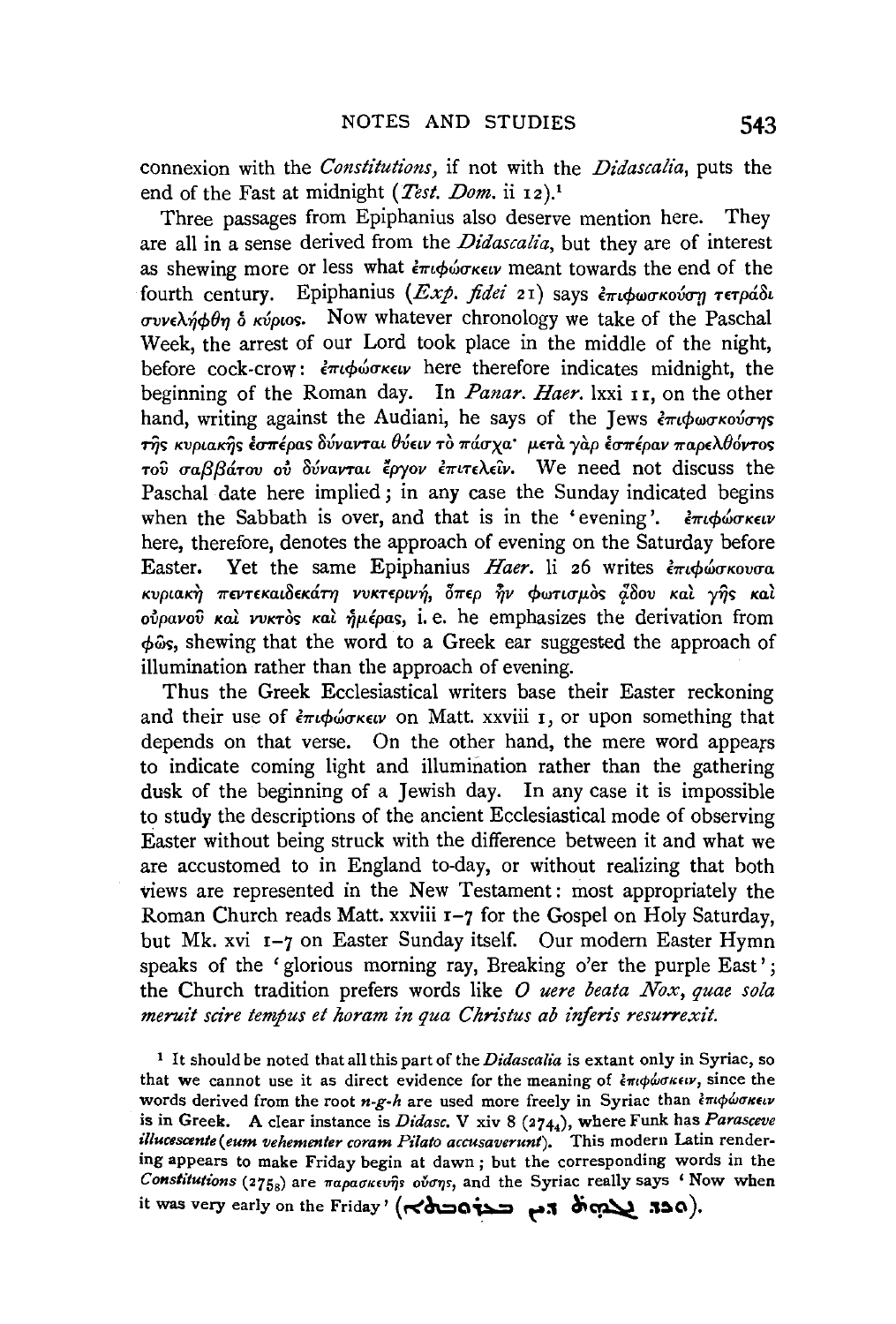connexion with the *Constitutions*, if not with the *Didascalia*, puts the end of the Fast at midnight (*Test. Dom.* ii 12).[1]

Three passages from Epiphanius also deserve mention here. They are all in a sense derived from the *Didascalia*, but they are of interest as shewing more or less what ἐπιφώσκειν meant towards the end of the fourth century. Epiphanius (*Exp. fidei* 21) says ἐπιφωσκούσῃ τετράδι συνελήφθη ὁ κύριος. Now whatever chronology we take of the Paschal Week, the arrest of our Lord took place in the middle of the night, before cock-crow: ἐπιφώσκειν here therefore indicates midnight, the beginning of the Roman day. In *Panar. Haer.* lxxi 11, on the other hand, writing against the Audiani, he says of the Jews ἐπιφωσκούσης τῆς κυριακῆς ἑσπέρας δύνανται θύειν τὸ πάσχα· μετὰ γὰρ ἑσπέραν παρελθόντος τοῦ σαββάτου οὐ δύνανται ἔργον ἐπιτελεῖν. We need not discuss the Paschal date here implied; in any case the Sunday indicated begins when the Sabbath is over, and that is in the 'evening'. ἐπιφώσκειν here, therefore, denotes the approach of evening on the Saturday before Easter. Yet the same Epiphanius *Haer.* li 26 writes ἐπιφώσκουσα κυριακῇ πεντεκαιδεκάτῃ νυκτερινῇ, ὅπερ ἦν φωτισμὸς ᾅδου καὶ γῆς καὶ οὐρανοῦ καὶ νυκτὸς καὶ ἡμέρας, i. e. he emphasizes the derivation from φῶς, shewing that the word to a Greek ear suggested the approach of illumination rather than the approach of evening.

Thus the Greek Ecclesiastical writers base their Easter reckoning and their use of ἐπιφώσκειν on Matt. xxviii 1, or upon something that depends on that verse. On the other hand, the mere word appears to indicate coming light and illumination rather than the gathering dusk of the beginning of a Jewish day. In any case it is impossible to study the descriptions of the ancient Ecclesiastical mode of observing Easter without being struck with the difference between it and what we are accustomed to in England to-day, or without realizing that both views are represented in the New Testament: most appropriately the Roman Church reads Matt. xxviii 1–7 for the Gospel on Holy Saturday, but Mk. xvi 1–7 on Easter Sunday itself. Our modern Easter Hymn speaks of the 'glorious morning ray, Breaking o'er the purple East'; the Church tradition prefers words like *O uere beata Nox, quae sola meruit scire tempus et horam in qua Christus ab inferis resurrexit.*

[1] It should be noted that all this part of the *Didascalia* is extant only in Syriac, so that we cannot use it as direct evidence for the meaning of ἐπιφώσκειν, since the words derived from the root *n-g-h* are used more freely in Syriac than ἐπιφώσκειν is in Greek. A clear instance is *Didasc.* V xiv 8 ($274_4$), where Funk has *Parasceve illucescente (eum vehementer coram Pilato accusaverunt)*. This modern Latin rendering appears to make Friday begin at dawn; but the corresponding words in the *Constitutions* ($275_8$) are παρασκευῆς οὔσης, and the Syriac really says 'Now when it was very early on the Friday' (ܘܟܕ ܢܓܗ ܛܒ ܕܝܢ ܒܥܪܘܒܬܐ).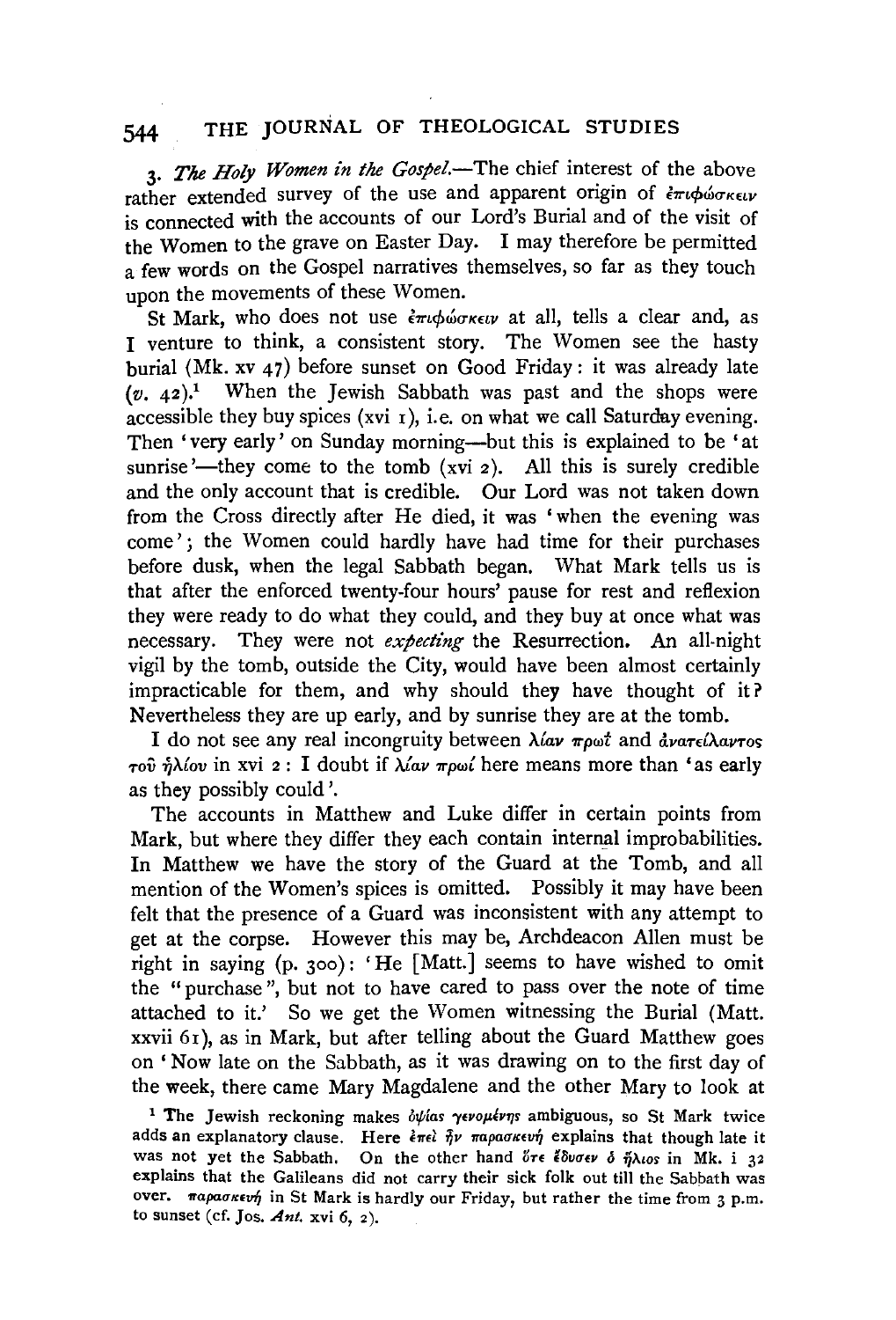3. *The Holy Women in the Gospel.*—The chief interest of the above rather extended survey of the use and apparent origin of ἐπιφώσκειν is connected with the accounts of our Lord's Burial and of the visit of the Women to the grave on Easter Day. I may therefore be permitted a few words on the Gospel narratives themselves, so far as they touch upon the movements of these Women.

St Mark, who does not use ἐπιφώσκειν at all, tells a clear and, as I venture to think, a consistent story. The Women see the hasty burial (Mk. xv 47) before sunset on Good Friday: it was already late (*v.* 42).[1] When the Jewish Sabbath was past and the shops were accessible they buy spices (xvi 1), i.e. on what we call Saturday evening. Then 'very early' on Sunday morning—but this is explained to be 'at sunrise'—they come to the tomb (xvi 2). All this is surely credible and the only account that is credible. Our Lord was not taken down from the Cross directly after He died, it was 'when the evening was come'; the Women could hardly have had time for their purchases before dusk, when the legal Sabbath began. What Mark tells us is that after the enforced twenty-four hours' pause for rest and reflexion they were ready to do what they could, and they buy at once what was necessary. They were not *expecting* the Resurrection. An all-night vigil by the tomb, outside the City, would have been almost certainly impracticable for them, and why should they have thought of it? Nevertheless they are up early, and by sunrise they are at the tomb.

I do not see any real incongruity between λίαν πρωΐ and ἀνατείλαντος τοῦ ἡλίου in xvi 2: I doubt if λίαν πρωΐ here means more than 'as early as they possibly could'.

The accounts in Matthew and Luke differ in certain points from Mark, but where they differ they each contain internal improbabilities. In Matthew we have the story of the Guard at the Tomb, and all mention of the Women's spices is omitted. Possibly it may have been felt that the presence of a Guard was inconsistent with any attempt to get at the corpse. However this may be, Archdeacon Allen must be right in saying (p. 300): 'He [Matt.] seems to have wished to omit the "purchase", but not to have cared to pass over the note of time attached to it.' So we get the Women witnessing the Burial (Matt. xxvii 61), as in Mark, but after telling about the Guard Matthew goes on 'Now late on the Sabbath, as it was drawing on to the first day of the week, there came Mary Magdalene and the other Mary to look at

[1] The Jewish reckoning makes ὀψίας γενομένης ambiguous, so St Mark twice adds an explanatory clause. Here ἐπεὶ ἦν παρασκευή explains that though late it was not yet the Sabbath. On the other hand ὅτε ἔδυσεν ὁ ἥλιος in Mk. i 32 explains that the Galileans did not carry their sick folk out till the Sabbath was over. παρασκευή in St Mark is hardly our Friday, but rather the time from 3 p.m. to sunset (cf. Jos. *Ant.* xvi 6, 2).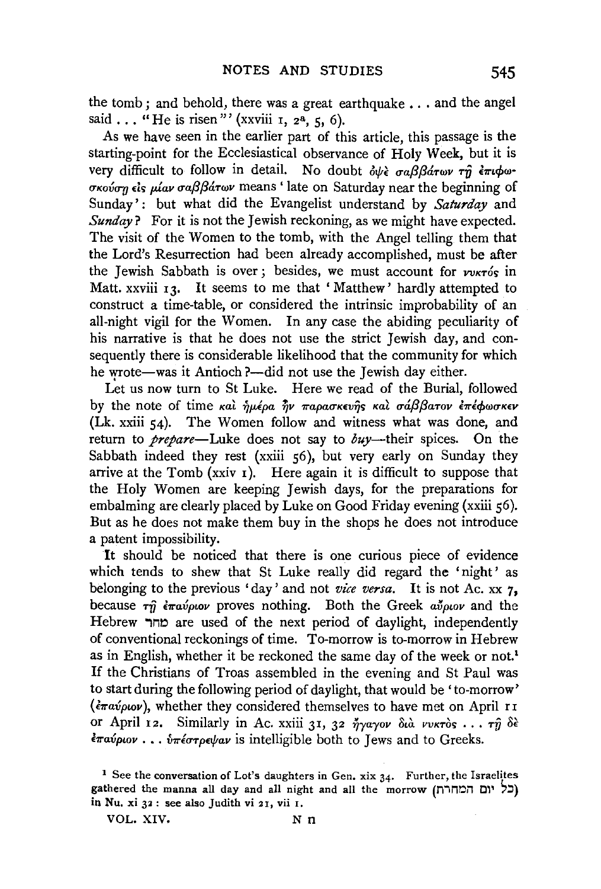the tomb; and behold, there was a great earthquake . . . and the angel said . . . "He is risen"' (xxviii 1, 2[a], 5, 6).

As we have seen in the earlier part of this article, this passage is the starting-point for the Ecclesiastical observance of Holy Week, but it is very difficult to follow in detail. No doubt ὀψὲ σαββάτων τῇ ἐπιφωσκούσῃ εἰς μίαν σαββάτων means 'late on Saturday near the beginning of Sunday': but what did the Evangelist understand by *Saturday* and *Sunday*? For it is not the Jewish reckoning, as we might have expected. The visit of the Women to the tomb, with the Angel telling them that the Lord's Resurrection had been already accomplished, must be after the Jewish Sabbath is over; besides, we must account for νυκτός in Matt. xxviii 13. It seems to me that 'Matthew' hardly attempted to construct a time-table, or considered the intrinsic improbability of an all-night vigil for the Women. In any case the abiding peculiarity of his narrative is that he does not use the strict Jewish day, and consequently there is considerable likelihood that the community for which he wrote—was it Antioch?—did not use the Jewish day either.

Let us now turn to St Luke. Here we read of the Burial, followed by the note of time καὶ ἡμέρα ἦν παρασκευῆς καὶ σάββατον ἐπέφωσκεν (Lk. xxiii 54). The Women follow and witness what was done, and return to *prepare*—Luke does not say to *buy*—their spices. On the Sabbath indeed they rest (xxiii 56), but very early on Sunday they arrive at the Tomb (xxiv 1). Here again it is difficult to suppose that the Holy Women are keeping Jewish days, for the preparations for embalming are clearly placed by Luke on Good Friday evening (xxiii 56). But as he does not make them buy in the shops he does not introduce a patent impossibility.

It should be noticed that there is one curious piece of evidence which tends to shew that St Luke really did regard the 'night' as belonging to the previous 'day' and not *vice versa*. It is not Ac. xx 7, because τῇ ἐπαύριον proves nothing. Both the Greek αὔριον and the Hebrew מחר are used of the next period of daylight, independently of conventional reckonings of time. To-morrow is to-morrow in Hebrew as in English, whether it be reckoned the same day of the week or not.[1] If the Christians of Troas assembled in the evening and St Paul was to start during the following period of daylight, that would be 'to-morrow' (ἐπαύριον), whether they considered themselves to have met on April 11 or April 12. Similarly in Ac. xxiii 31, 32 ἤγαγον διὰ νυκτὸς . . . τῇ δὲ ἐπαύριον . . . ὑπέστρεψαν is intelligible both to Jews and to Greeks.

[1] See the conversation of Lot's daughters in Gen. xix 34. Further, the Israelites gathered the manna all day and all night and all the morrow (כל יום המחרת) in Nu. xi 32: see also Judith vi 21, vii 1.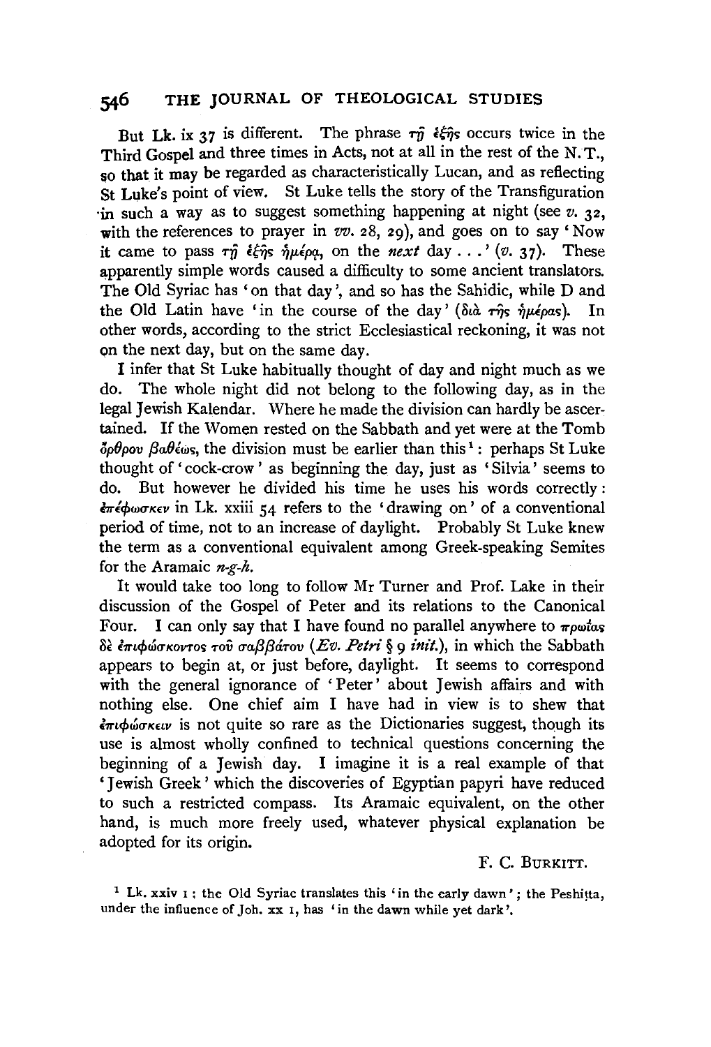But Lk. ix 37 is different. The phrase τῇ ἑξῆς occurs twice in the Third Gospel and three times in Acts, not at all in the rest of the N.T., so that it may be regarded as characteristically Lucan, and as reflecting St Luke's point of view. St Luke tells the story of the Transfiguration in such a way as to suggest something happening at night (see *v.* 32, with the references to prayer in *vv.* 28, 29), and goes on to say 'Now it came to pass τῇ ἑξῆς ἡμέρᾳ, on the *next* day . . .' (*v.* 37). These apparently simple words caused a difficulty to some ancient translators. The Old Syriac has 'on that day', and so has the Sahidic, while D and the Old Latin have 'in the course of the day' (διὰ τῆς ἡμέρας). In other words, according to the strict Ecclesiastical reckoning, it was not on the next day, but on the same day.

I infer that St Luke habitually thought of day and night much as we do. The whole night did not belong to the following day, as in the legal Jewish Kalendar. Where he made the division can hardly be ascertained. If the Women rested on the Sabbath and yet were at the Tomb ὄρθρου βαθέως, the division must be earlier than this[1]: perhaps St Luke thought of 'cock-crow' as beginning the day, just as 'Silvia' seems to do. But however he divided his time he uses his words correctly: ἐπέφωσκεν in Lk. xxiii 54 refers to the 'drawing on' of a conventional period of time, not to an increase of daylight. Probably St Luke knew the term as a conventional equivalent among Greek-speaking Semites for the Aramaic *n-g-h*.

It would take too long to follow Mr Turner and Prof. Lake in their discussion of the Gospel of Peter and its relations to the Canonical Four. I can only say that I have found no parallel anywhere to πρωίας δὲ ἐπιφώσκοντος τοῦ σαββάτου (*Ev. Petri* § 9 *init.*), in which the Sabbath appears to begin at, or just before, daylight. It seems to correspond with the general ignorance of 'Peter' about Jewish affairs and with nothing else. One chief aim I have had in view is to shew that ἐπιφώσκειν is not quite so rare as the Dictionaries suggest, though its use is almost wholly confined to technical questions concerning the beginning of a Jewish day. I imagine it is a real example of that 'Jewish Greek' which the discoveries of Egyptian papyri have reduced to such a restricted compass. Its Aramaic equivalent, on the other hand, is much more freely used, whatever physical explanation be adopted for its origin.

F. C. BURKITT.

[1] Lk. xxiv 1: the Old Syriac translates this 'in the early dawn'; the Peshitta, under the influence of Joh. xx 1, has 'in the dawn while yet dark'.